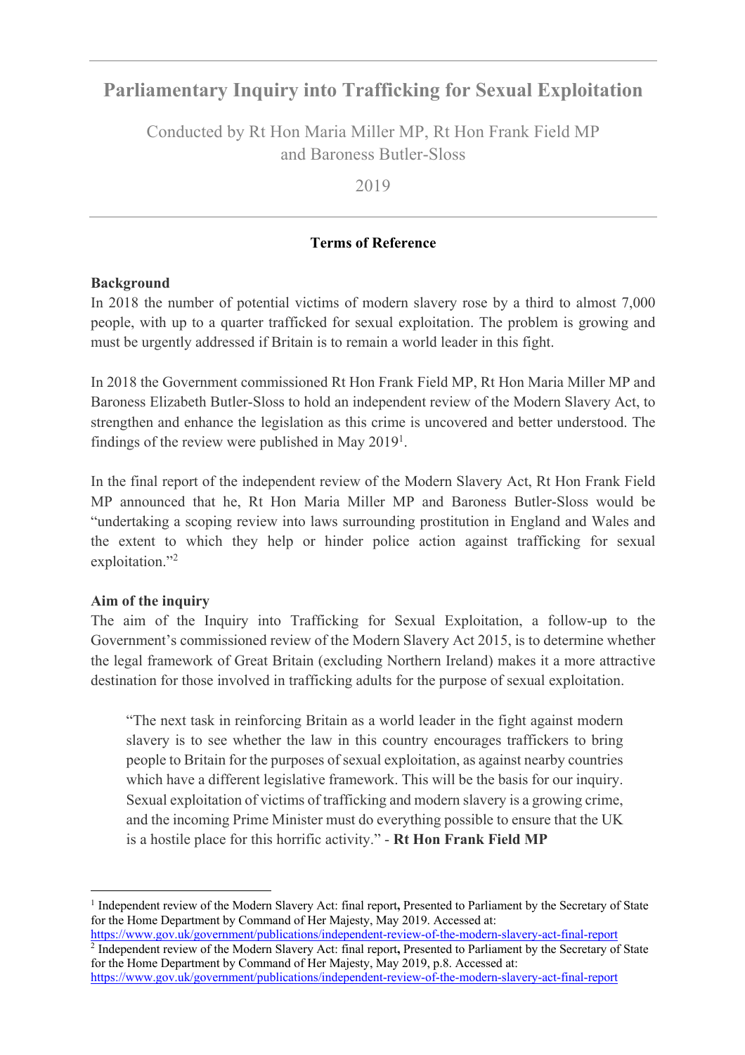# Parliamentary Inquiry into Trafficking for Sexual Exploitation

Conducted by Rt Hon Maria Miller MP, Rt Hon Frank Field MP and Baroness Butler-Sloss

2019

## Terms of Reference

**Background**

In 2018 the number of potential victims of modern slavery rose by a third to almost 7,000 people, with up to a quarter trafficked for sexual exploitation. The problem is growing and must be urgently addressed if Britain is to remain a world leader in this fight.

In 2018 the Government commissioned Rt Hon Frank Field MP, Rt Hon Maria Miller MP and Baroness Elizabeth Butler-Sloss to hold an independent review of the Modern Slavery Act, to strengthen and enhance the legislation as this crime is uncovered and better understood. The findings of the review were published in May 2019[1].

In the final report of the independent review of the Modern Slavery Act, Rt Hon Frank Field MP announced that he, Rt Hon Maria Miller MP and Baroness Butler-Sloss would be "undertaking a scoping review into laws surrounding prostitution in England and Wales and the extent to which they help or hinder police action against trafficking for sexual exploitation."[2]

**Aim of the inquiry**

The aim of the Inquiry into Trafficking for Sexual Exploitation, a follow-up to the Government's commissioned review of the Modern Slavery Act 2015, is to determine whether the legal framework of Great Britain (excluding Northern Ireland) makes it a more attractive destination for those involved in trafficking adults for the purpose of sexual exploitation.

> "The next task in reinforcing Britain as a world leader in the fight against modern slavery is to see whether the law in this country encourages traffickers to bring people to Britain for the purposes of sexual exploitation, as against nearby countries which have a different legislative framework. This will be the basis for our inquiry. Sexual exploitation of victims of trafficking and modern slavery is a growing crime, and the incoming Prime Minister must do everything possible to ensure that the UK is a hostile place for this horrific activity." - **Rt Hon Frank Field MP**

---

[1] Independent review of the Modern Slavery Act: final report**,** Presented to Parliament by the Secretary of State for the Home Department by Command of Her Majesty, May 2019. Accessed at: https://www.gov.uk/government/publications/independent-review-of-the-modern-slavery-act-final-report

[2] Independent review of the Modern Slavery Act: final report**,** Presented to Parliament by the Secretary of State for the Home Department by Command of Her Majesty, May 2019, p.8. Accessed at: https://www.gov.uk/government/publications/independent-review-of-the-modern-slavery-act-final-report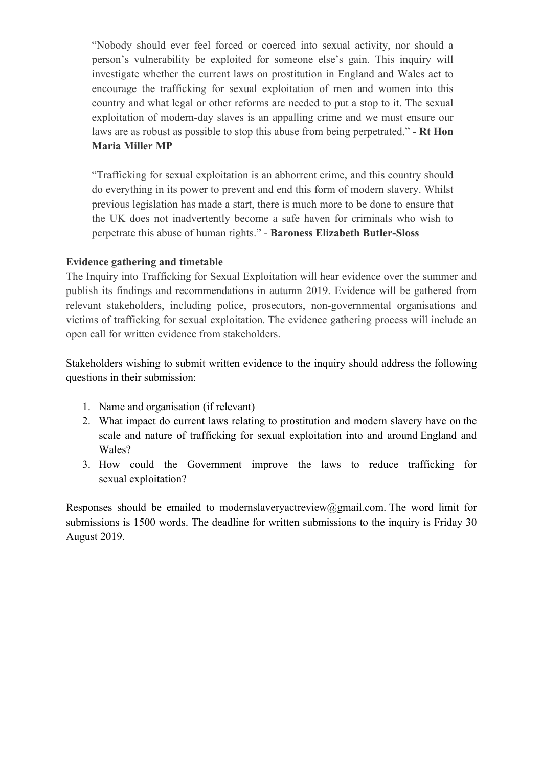> "Nobody should ever feel forced or coerced into sexual activity, nor should a person's vulnerability be exploited for someone else's gain. This inquiry will investigate whether the current laws on prostitution in England and Wales act to encourage the trafficking for sexual exploitation of men and women into this country and what legal or other reforms are needed to put a stop to it. The sexual exploitation of modern-day slaves is an appalling crime and we must ensure our laws are as robust as possible to stop this abuse from being perpetrated." - **Rt Hon Maria Miller MP**

> "Trafficking for sexual exploitation is an abhorrent crime, and this country should do everything in its power to prevent and end this form of modern slavery. Whilst previous legislation has made a start, there is much more to be done to ensure that the UK does not inadvertently become a safe haven for criminals who wish to perpetrate this abuse of human rights." - **Baroness Elizabeth Butler-Sloss**

**Evidence gathering and timetable**

The Inquiry into Trafficking for Sexual Exploitation will hear evidence over the summer and publish its findings and recommendations in autumn 2019. Evidence will be gathered from relevant stakeholders, including police, prosecutors, non-governmental organisations and victims of trafficking for sexual exploitation. The evidence gathering process will include an open call for written evidence from stakeholders.

Stakeholders wishing to submit written evidence to the inquiry should address the following questions in their submission:

1. Name and organisation (if relevant)
2. What impact do current laws relating to prostitution and modern slavery have on the scale and nature of trafficking for sexual exploitation into and around England and Wales?
3. How could the Government improve the laws to reduce trafficking for sexual exploitation?

Responses should be emailed to modernslaveryactreview@gmail.com. The word limit for submissions is 1500 words. The deadline for written submissions to the inquiry is Friday 30 August 2019.